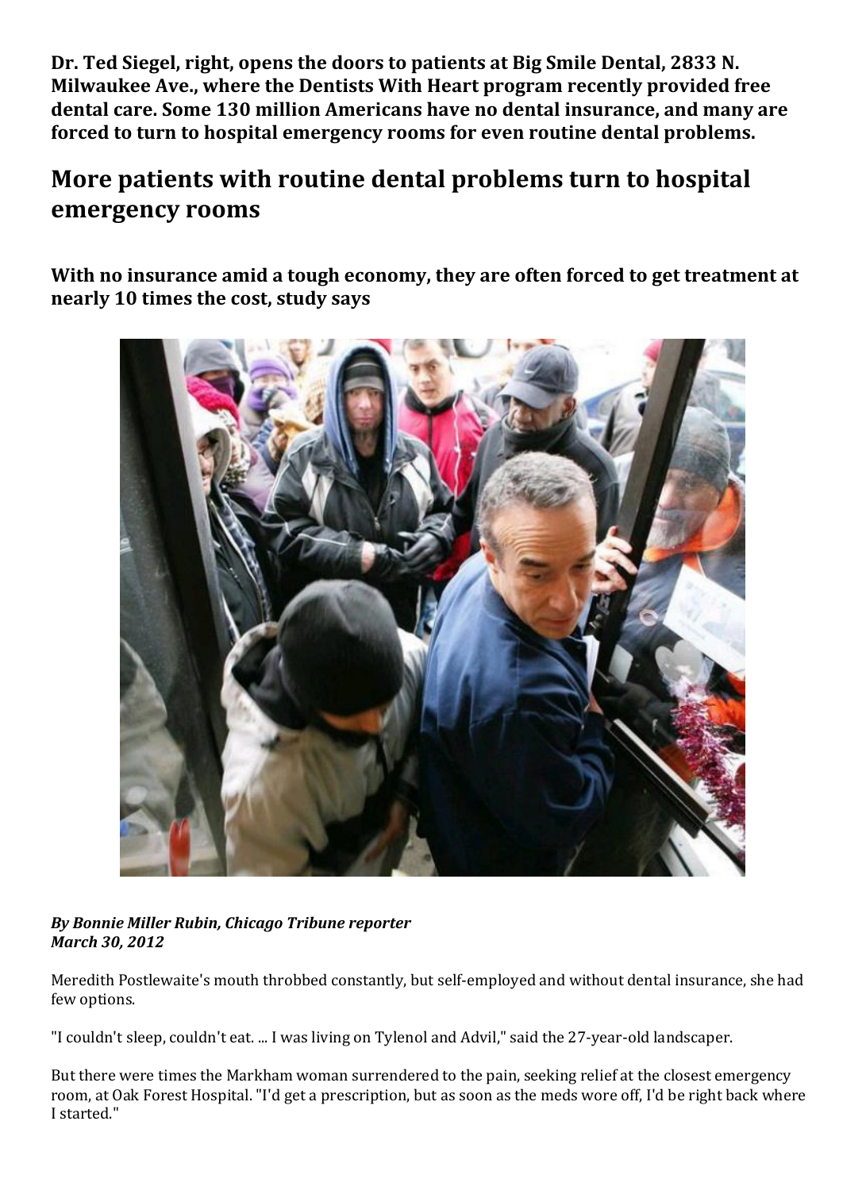**Dr. Ted Siegel, right, opens the doors to patients at Big Smile Dental, 2833 N. Milwaukee Ave., where the Dentists With Heart program recently provided free dental care. Some 130 million Americans have no dental insurance, and many are forced to turn to hospital emergency rooms for even routine dental problems.**

# More patients with routine dental problems turn to hospital emergency rooms

## With no insurance amid a tough economy, they are often forced to get treatment at nearly 10 times the cost, study says

***By Bonnie Miller Rubin, Chicago Tribune reporter***
***March 30, 2012***

Meredith Postlewaite's mouth throbbed constantly, but self-employed and without dental insurance, she had few options.

"I couldn't sleep, couldn't eat. ... I was living on Tylenol and Advil," said the 27-year-old landscaper.

But there were times the Markham woman surrendered to the pain, seeking relief at the closest emergency room, at Oak Forest Hospital. "I'd get a prescription, but as soon as the meds wore off, I'd be right back where I started."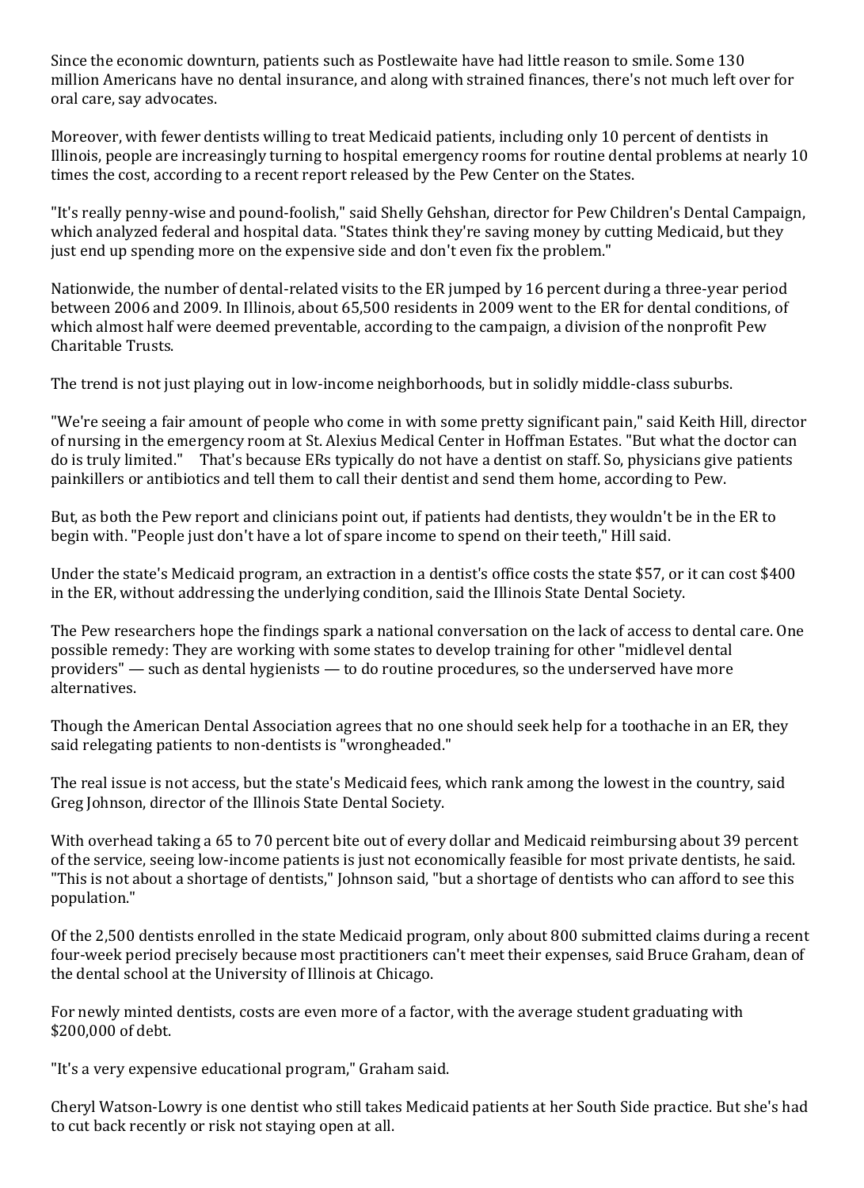Since the economic downturn, patients such as Postlewaite have had little reason to smile. Some 130 million Americans have no dental insurance, and along with strained finances, there's not much left over for oral care, say advocates.

Moreover, with fewer dentists willing to treat Medicaid patients, including only 10 percent of dentists in Illinois, people are increasingly turning to hospital emergency rooms for routine dental problems at nearly 10 times the cost, according to a recent report released by the Pew Center on the States.

"It's really penny-wise and pound-foolish," said Shelly Gehshan, director for Pew Children's Dental Campaign, which analyzed federal and hospital data. "States think they're saving money by cutting Medicaid, but they just end up spending more on the expensive side and don't even fix the problem."

Nationwide, the number of dental-related visits to the ER jumped by 16 percent during a three-year period between 2006 and 2009. In Illinois, about 65,500 residents in 2009 went to the ER for dental conditions, of which almost half were deemed preventable, according to the campaign, a division of the nonprofit Pew Charitable Trusts.

The trend is not just playing out in low-income neighborhoods, but in solidly middle-class suburbs.

"We're seeing a fair amount of people who come in with some pretty significant pain," said Keith Hill, director of nursing in the emergency room at St. Alexius Medical Center in Hoffman Estates. "But what the doctor can do is truly limited." That's because ERs typically do not have a dentist on staff. So, physicians give patients painkillers or antibiotics and tell them to call their dentist and send them home, according to Pew.

But, as both the Pew report and clinicians point out, if patients had dentists, they wouldn't be in the ER to begin with. "People just don't have a lot of spare income to spend on their teeth," Hill said.

Under the state's Medicaid program, an extraction in a dentist's office costs the state $57, or it can cost $400 in the ER, without addressing the underlying condition, said the Illinois State Dental Society.

The Pew researchers hope the findings spark a national conversation on the lack of access to dental care. One possible remedy: They are working with some states to develop training for other "midlevel dental providers" — such as dental hygienists — to do routine procedures, so the underserved have more alternatives.

Though the American Dental Association agrees that no one should seek help for a toothache in an ER, they said relegating patients to non-dentists is "wrongheaded."

The real issue is not access, but the state's Medicaid fees, which rank among the lowest in the country, said Greg Johnson, director of the Illinois State Dental Society.

With overhead taking a 65 to 70 percent bite out of every dollar and Medicaid reimbursing about 39 percent of the service, seeing low-income patients is just not economically feasible for most private dentists, he said. "This is not about a shortage of dentists," Johnson said, "but a shortage of dentists who can afford to see this population."

Of the 2,500 dentists enrolled in the state Medicaid program, only about 800 submitted claims during a recent four-week period precisely because most practitioners can't meet their expenses, said Bruce Graham, dean of the dental school at the University of Illinois at Chicago.

For newly minted dentists, costs are even more of a factor, with the average student graduating with $200,000 of debt.

"It's a very expensive educational program," Graham said.

Cheryl Watson-Lowry is one dentist who still takes Medicaid patients at her South Side practice. But she's had to cut back recently or risk not staying open at all.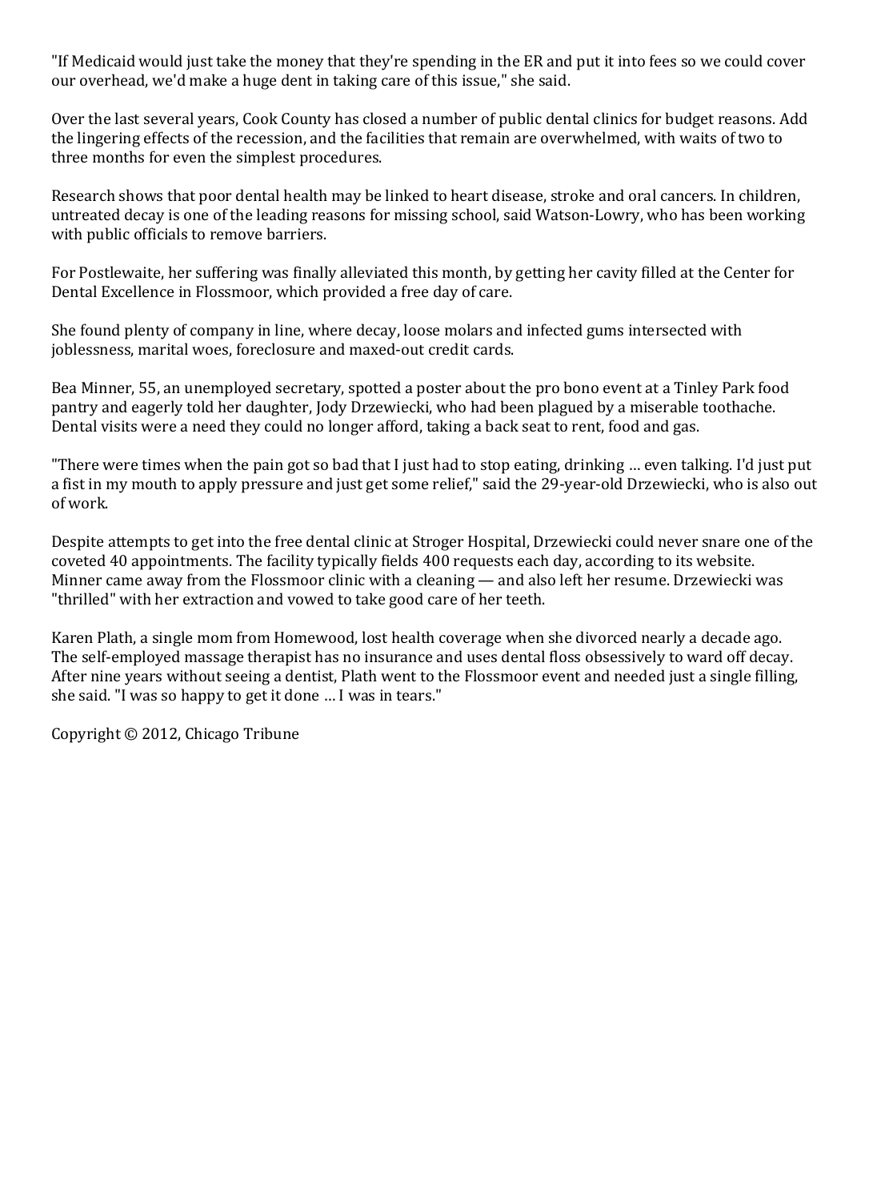"If Medicaid would just take the money that they're spending in the ER and put it into fees so we could cover our overhead, we'd make a huge dent in taking care of this issue," she said.

Over the last several years, Cook County has closed a number of public dental clinics for budget reasons. Add the lingering effects of the recession, and the facilities that remain are overwhelmed, with waits of two to three months for even the simplest procedures.

Research shows that poor dental health may be linked to heart disease, stroke and oral cancers. In children, untreated decay is one of the leading reasons for missing school, said Watson-Lowry, who has been working with public officials to remove barriers.

For Postlewaite, her suffering was finally alleviated this month, by getting her cavity filled at the Center for Dental Excellence in Flossmoor, which provided a free day of care.

She found plenty of company in line, where decay, loose molars and infected gums intersected with joblessness, marital woes, foreclosure and maxed-out credit cards.

Bea Minner, 55, an unemployed secretary, spotted a poster about the pro bono event at a Tinley Park food pantry and eagerly told her daughter, Jody Drzewiecki, who had been plagued by a miserable toothache. Dental visits were a need they could no longer afford, taking a back seat to rent, food and gas.

"There were times when the pain got so bad that I just had to stop eating, drinking … even talking. I'd just put a fist in my mouth to apply pressure and just get some relief," said the 29-year-old Drzewiecki, who is also out of work.

Despite attempts to get into the free dental clinic at Stroger Hospital, Drzewiecki could never snare one of the coveted 40 appointments. The facility typically fields 400 requests each day, according to its website. Minner came away from the Flossmoor clinic with a cleaning — and also left her resume. Drzewiecki was "thrilled" with her extraction and vowed to take good care of her teeth.

Karen Plath, a single mom from Homewood, lost health coverage when she divorced nearly a decade ago. The self-employed massage therapist has no insurance and uses dental floss obsessively to ward off decay. After nine years without seeing a dentist, Plath went to the Flossmoor event and needed just a single filling, she said. "I was so happy to get it done … I was in tears."

Copyright © 2012, Chicago Tribune